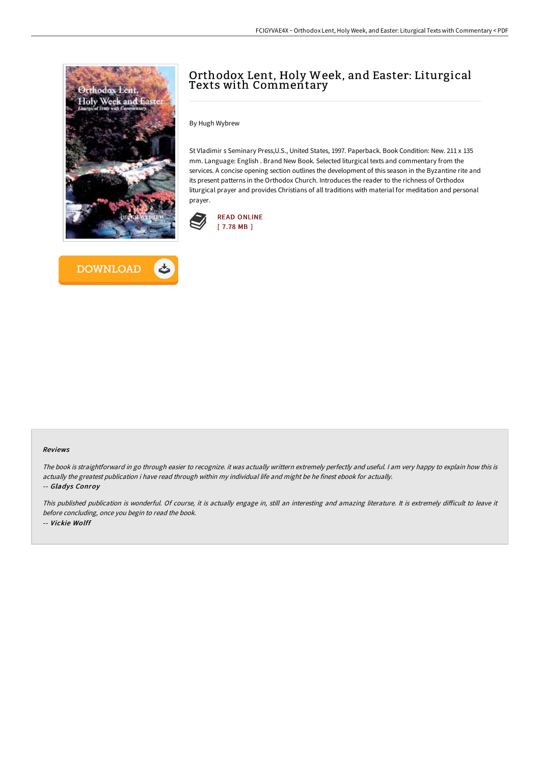# Orthodox Lent, Holy Week, and Easter: Liturgical Texts with Commentary

By Hugh Wybrew

St Vladimir s Seminary Press,U.S., United States, 1997. Paperback. Book Condition: New. 211 x 135 mm. Language: English . Brand New Book. Selected liturgical texts and commentary from the services. A concise opening section outlines the development of this season in the Byzantine rite and its present patterns in the Orthodox Church. Introduces the reader to the richness of Orthodox liturgical prayer and provides Christians of all traditions with material for meditation and personal prayer.

READ ONLINE
[ 7.78 MB ]

DOWNLOAD

### Reviews

*The book is straightforward in go through easier to recognize. it was actually writtern extremely perfectly and useful. I am very happy to explain how this is actually the greatest publication i have read through within my individual life and might be he finest ebook for actually.*

-- ***Gladys Conroy***

*This published publication is wonderful. Of course, it is actually engage in, still an interesting and amazing literature. It is extremely difficult to leave it before concluding, once you begin to read the book.*

-- ***Vickie Wolff***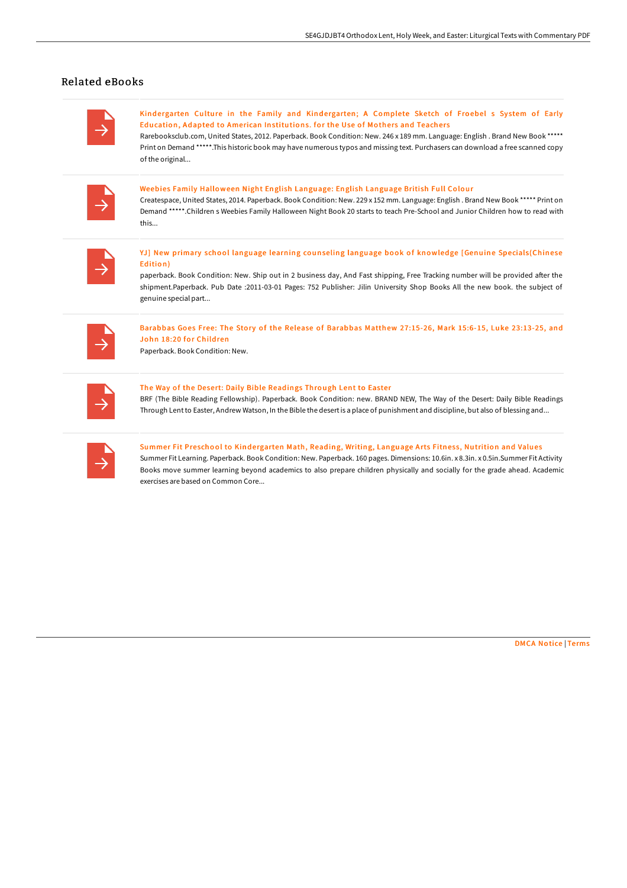## Related eBooks

**Kindergarten Culture in the Family and Kindergarten; A Complete Sketch of Froebel s System of Early Education, Adapted to American Institutions. for the Use of Mothers and Teachers**

Rarebooksclub.com, United States, 2012. Paperback. Book Condition: New. 246 x 189 mm. Language: English . Brand New Book ***** Print on Demand *****.This historic book may have numerous typos and missing text. Purchasers can download a free scanned copy of the original...

**Weebies Family Halloween Night English Language: English Language British Full Colour**

Createspace, United States, 2014. Paperback. Book Condition: New. 229 x 152 mm. Language: English . Brand New Book ***** Print on Demand *****.Children s Weebies Family Halloween Night Book 20 starts to teach Pre-School and Junior Children how to read with this...

**YJ] New primary school language learning counseling language book of knowledge [Genuine Specials(Chinese Edition)**

paperback. Book Condition: New. Ship out in 2 business day, And Fast shipping, Free Tracking number will be provided after the shipment.Paperback. Pub Date :2011-03-01 Pages: 752 Publisher: Jilin University Shop Books All the new book. the subject of genuine special part...

**Barabbas Goes Free: The Story of the Release of Barabbas Matthew 27:15-26, Mark 15:6-15, Luke 23:13-25, and John 18:20 for Children**

Paperback. Book Condition: New.

**The Way of the Desert: Daily Bible Readings Through Lent to Easter**

BRF (The Bible Reading Fellowship). Paperback. Book Condition: new. BRAND NEW, The Way of the Desert: Daily Bible Readings Through Lent to Easter, Andrew Watson, In the Bible the desert is a place of punishment and discipline, but also of blessing and...

**Summer Fit Preschool to Kindergarten Math, Reading, Writing, Language Arts Fitness, Nutrition and Values**

Summer Fit Learning. Paperback. Book Condition: New. Paperback. 160 pages. Dimensions: 10.6in. x 8.3in. x 0.5in.Summer Fit Activity Books move summer learning beyond academics to also prepare children physically and socially for the grade ahead. Academic exercises are based on Common Core...